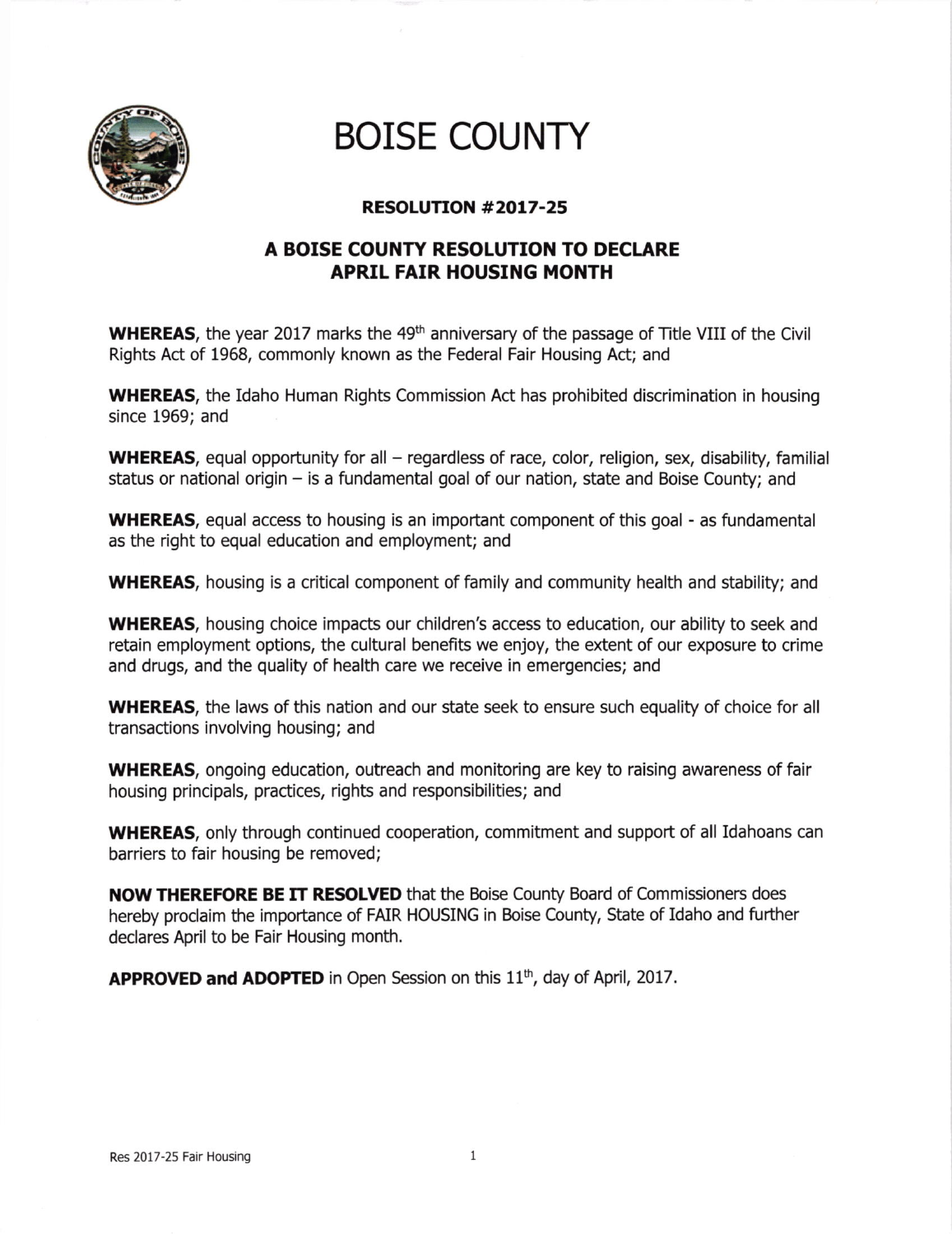# BOISE COUNTY

## RESOLUTION #2017-25

## A BOISE COUNTY RESOLUTION TO DECLARE APRIL FAIR HOUSING MONTH

**WHEREAS**, the year 2017 marks the 49th anniversary of the passage of Title VIII of the Civil Rights Act of 1968, commonly known as the Federal Fair Housing Act; and

**WHEREAS**, the Idaho Human Rights Commission Act has prohibited discrimination in housing since 1969; and

**WHEREAS**, equal opportunity for all – regardless of race, color, religion, sex, disability, familial status or national origin – is a fundamental goal of our nation, state and Boise County; and

**WHEREAS**, equal access to housing is an important component of this goal - as fundamental as the right to equal education and employment; and

**WHEREAS**, housing is a critical component of family and community health and stability; and

**WHEREAS**, housing choice impacts our children's access to education, our ability to seek and retain employment options, the cultural benefits we enjoy, the extent of our exposure to crime and drugs, and the quality of health care we receive in emergencies; and

**WHEREAS**, the laws of this nation and our state seek to ensure such equality of choice for all transactions involving housing; and

**WHEREAS**, ongoing education, outreach and monitoring are key to raising awareness of fair housing principals, practices, rights and responsibilities; and

**WHEREAS**, only through continued cooperation, commitment and support of all Idahoans can barriers to fair housing be removed;

**NOW THEREFORE BE IT RESOLVED** that the Boise County Board of Commissioners does hereby proclaim the importance of FAIR HOUSING in Boise County, State of Idaho and further declares April to be Fair Housing month.

**APPROVED and ADOPTED** in Open Session on this 11th, day of April, 2017.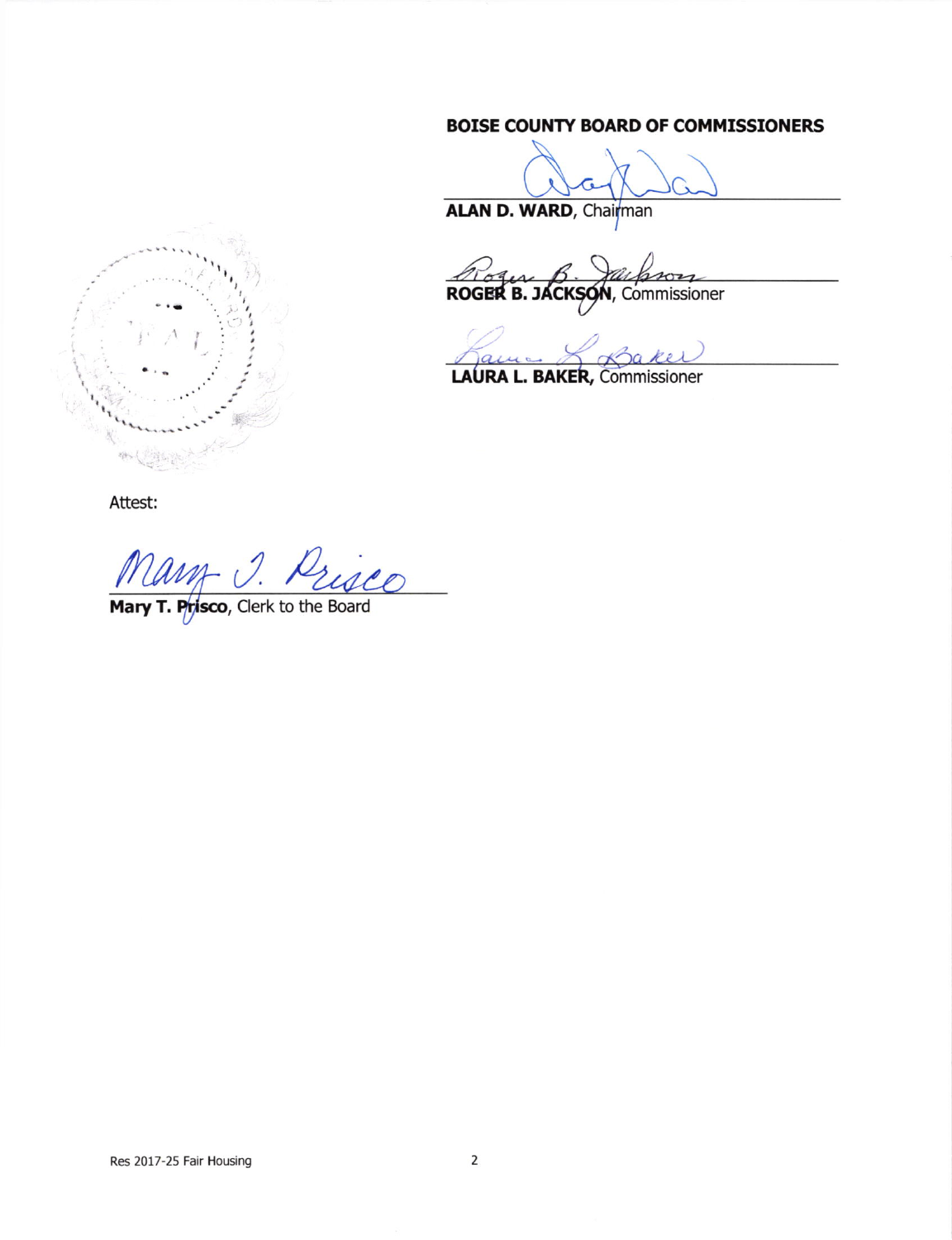**BOISE COUNTY BOARD OF COMMISSIONERS**

______________________________
**ALAN D. WARD**, Chairman

______________________________
**ROGER B. JACKSON**, Commissioner

______________________________
**LAURA L. BAKER**, Commissioner

Attest:

______________________________
**Mary T. Prisco**, Clerk to the Board

Res 2017-25 Fair Housing